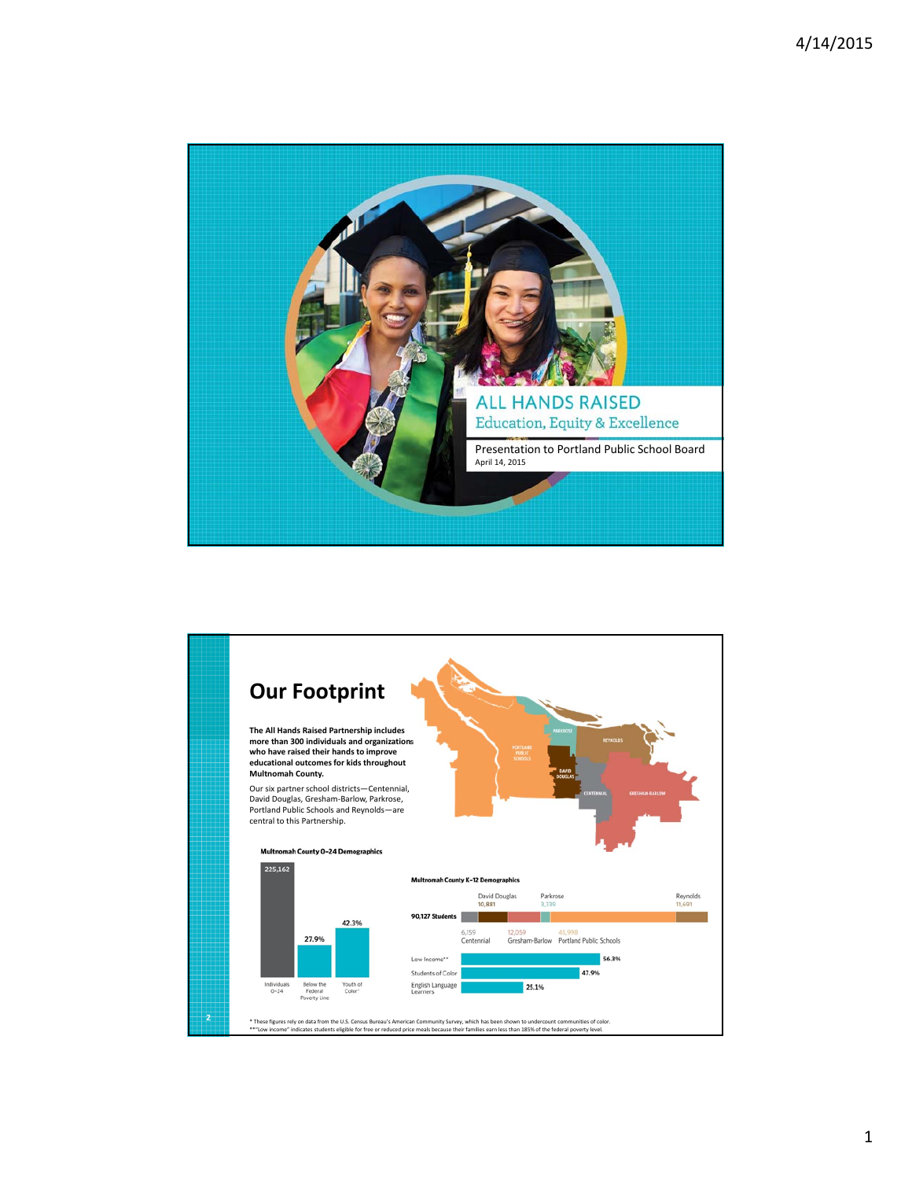# ALL HANDS RAISED

Education, Equity & Excellence

Presentation to Portland Public School Board

April 14, 2015

## Our Footprint

**The All Hands Raised Partnership includes more than 300 individuals and organizations who have raised their hands to improve educational outcomes for kids throughout Multnomah County.**

Our six partner school districts—Centennial, David Douglas, Gresham-Barlow, Parkrose, Portland Public Schools and Reynolds—are central to this Partnership.

**Multnomah County 0–24 Demographics**

| Individuals 0–24 | Below the Federal Poverty Line | Youth of Color* |
|---|---|---|
| 225,162 | 27.9% | 42.3% |

**Multnomah County K–12 Demographics**

**90,127 Students**

| District | Students |
|---|---|
| Centennial | 6,159 |
| David Douglas | 10,881 |
| Gresham-Barlow | 12,059 |
| Parkrose | 3,339 |
| Portland Public Schools | 45,998 |
| Reynolds | 11,691 |

| | |
|---|---|
| Low Income** | 56.3% |
| Students of Color | 47.9% |
| English Language Learners | 25.1% |

* These figures rely on data from the U.S. Census Bureau's American Community Survey, which has been shown to undercount communities of color.
** "Low income" indicates students eligible for free or reduced price meals because their families earn less than 185% of the federal poverty level.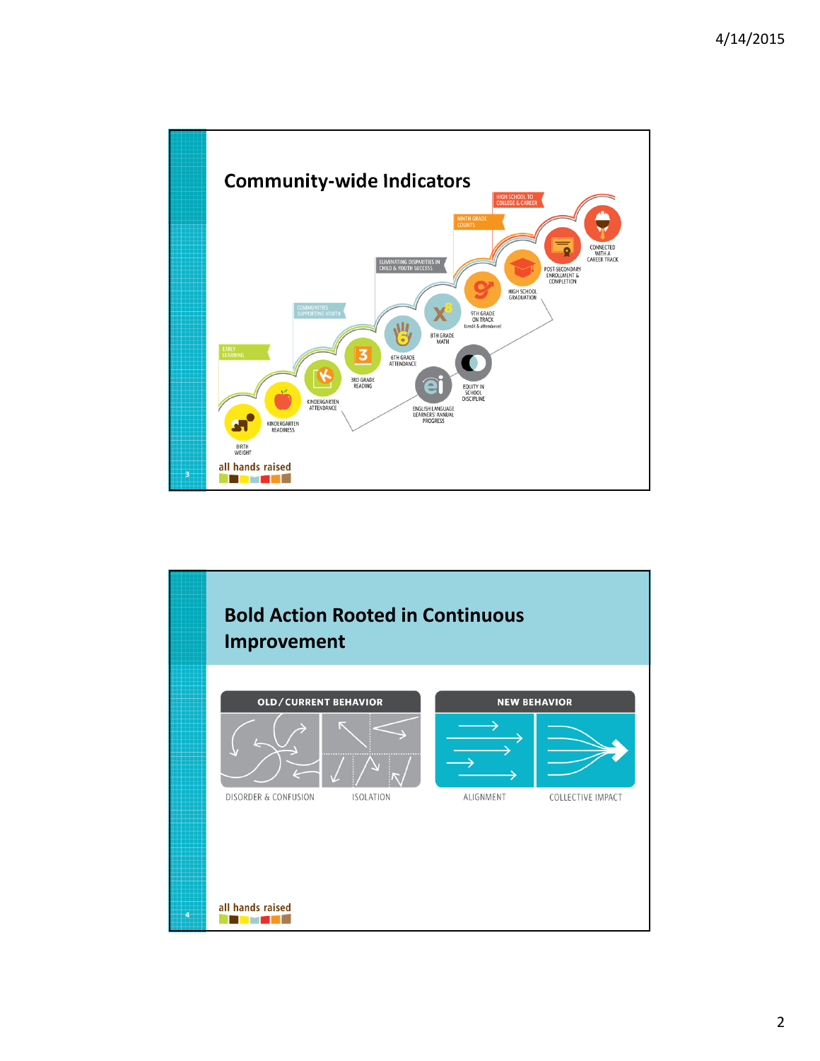## Community-wide Indicators

EARLY LEARNING

COMMUNITIES SUPPORTING YOUTH

ELIMINATING DISPARITIES IN CHILD & YOUTH SUCCESS

NINTH GRADE COUNTS

HIGH SCHOOL TO COLLEGE & CAREER

- BIRTH WEIGHT
- KINDERGARTEN READINESS
- KINDERGARTEN ATTENDANCE
- 3RD GRADE READING
- 6TH GRADE ATTENDANCE
- 8TH GRADE MATH
- 9TH GRADE ON TRACK (credit & attendance)
- HIGH SCHOOL GRADUATION
- POST-SECONDARY ENROLLMENT & COMPLETION
- CONNECTED WITH A CAREER TRACK
- ENGLISH LANGUAGE LEARNERS' ANNUAL PROGRESS
- EQUITY IN SCHOOL DISCIPLINE

all hands raised

## Bold Action Rooted in Continuous Improvement

| OLD/CURRENT BEHAVIOR | | NEW BEHAVIOR | |
|---|---|---|---|
| DISORDER & CONFUSION | ISOLATION | ALIGNMENT | COLLECTIVE IMPACT |

all hands raised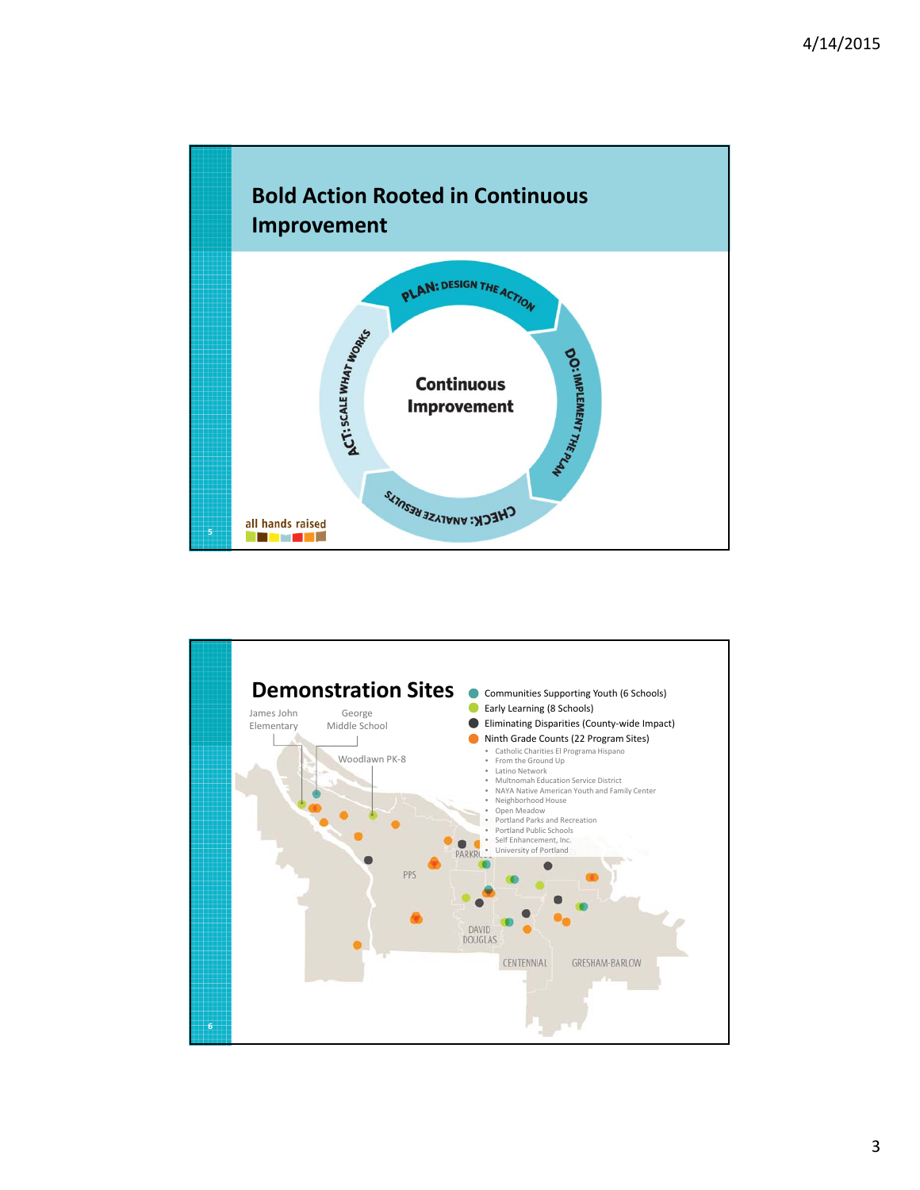## Bold Action Rooted in Continuous Improvement

**Continuous Improvement**

- PLAN: DESIGN THE ACTION
- DO: IMPLEMENT THE PLAN
- CHECK: ANALYZE RESULTS
- ACT: SCALE WHAT WORKS

all hands raised

## Demonstration Sites

- Communities Supporting Youth (6 Schools)
- Early Learning (8 Schools)
- Eliminating Disparities (County-wide Impact)
- Ninth Grade Counts (22 Program Sites)
  - Catholic Charities El Programa Hispano
  - From the Ground Up
  - Latino Network
  - Multnomah Education Service District
  - NAYA Native American Youth and Family Center
  - Neighborhood House
  - Open Meadow
  - Portland Parks and Recreation
  - Portland Public Schools
  - Self Enhancement, Inc.
  - University of Portland

James John Elementary

George Middle School

Woodlawn PK-8

PPS

PARKROSE

DAVID DOUGLAS

CENTENNIAL

GRESHAM-BARLOW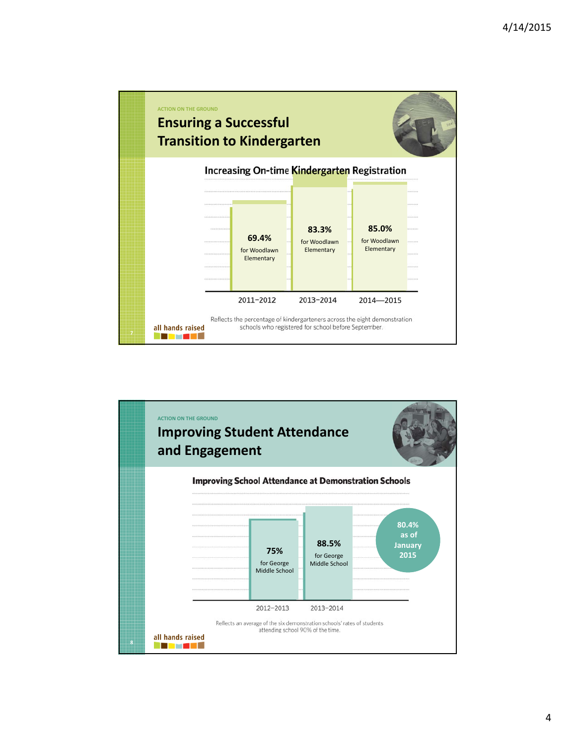ACTION ON THE GROUND

## Ensuring a Successful Transition to Kindergarten

### Increasing On-time Kindergarten Registration

| Year | On-time Registration |
|---|---|
| 2011–2012 | 69.4% for Woodlawn Elementary |
| 2013–2014 | 83.3% for Woodlawn Elementary |
| 2014—2015 | 85.0% for Woodlawn Elementary |

Reflects the percentage of kindergarteners across the eight demonstration schools who registered for school before September.

all hands raised

ACTION ON THE GROUND

## Improving Student Attendance and Engagement

### Improving School Attendance at Demonstration Schools

| Year | Attendance |
|---|---|
| 2012–2013 | 75% for George Middle School |
| 2013–2014 | 88.5% for George Middle School |

80.4% as of January 2015

Reflects an average of the six demonstration schools' rates of students attending school 90% of the time.

all hands raised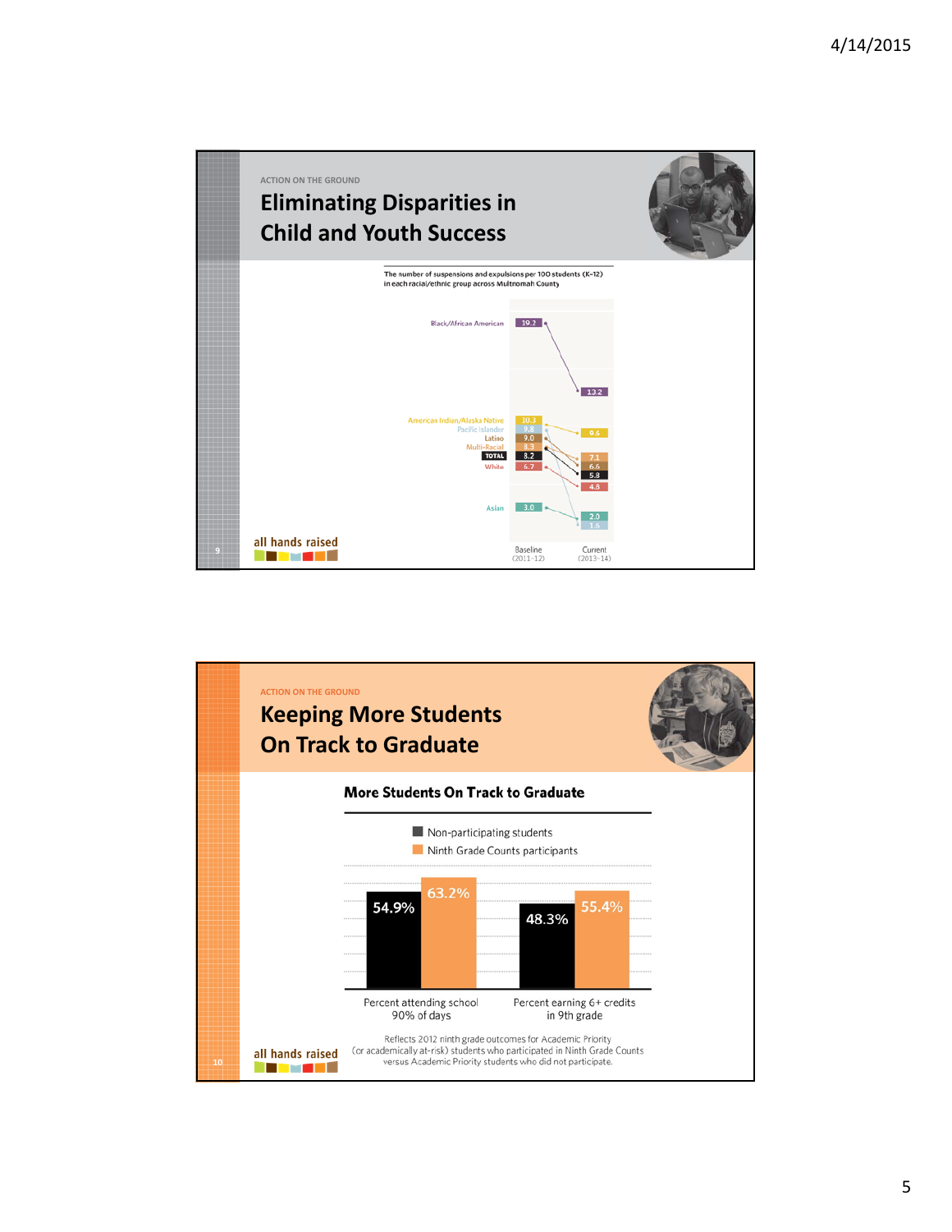ACTION ON THE GROUND

## Eliminating Disparities in Child and Youth Success

The number of suspensions and expulsions per 100 students (K–12) in each racial/ethnic group across Multnomah County

| Group | Baseline (2011–12) | Current (2013–14) |
| --- | --- | --- |
| Black/African American | 19.2 | 13.2 |
| American Indian/Alaska Native | 10.3 | 9.6 |
| Pacific Islander | 9.8 | 1.6 |
| Latino | 9.0 | 6.6 |
| Multi-Racial | 8.3 | 7.1 |
| TOTAL | 8.2 | 5.8 |
| White | 6.7 | 4.8 |
| Asian | 3.0 | 2.0 |

all hands raised

ACTION ON THE GROUND

## Keeping More Students On Track to Graduate

**More Students On Track to Graduate**

| | Non-participating students | Ninth Grade Counts participants |
| --- | --- | --- |
| Percent attending school 90% of days | 54.9% | 63.2% |
| Percent earning 6+ credits in 9th grade | 48.3% | 55.4% |

Reflects 2012 ninth grade outcomes for Academic Priority (or academically at-risk) students who participated in Ninth Grade Counts versus Academic Priority students who did not participate.

all hands raised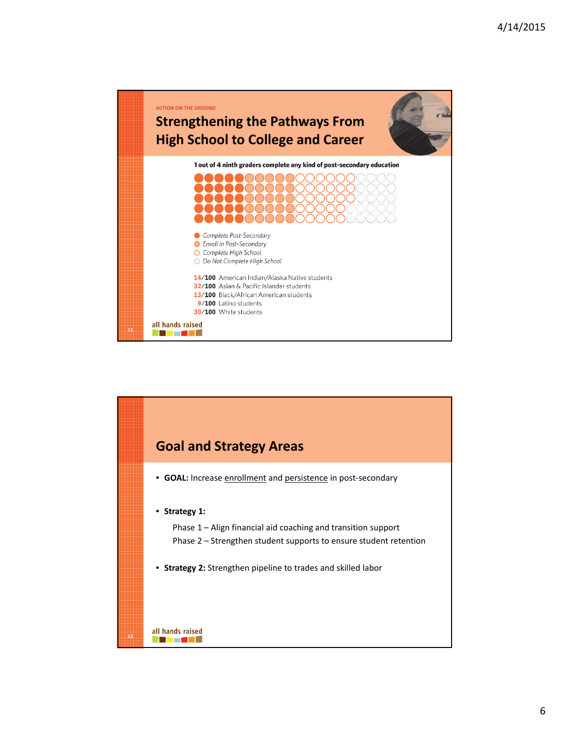ACTION ON THE GROUND

## Strengthening the Pathways From High School to College and Career

**1 out of 4 ninth graders complete any kind of post-secondary education**

- *Complete Post-Secondary*
- *Enroll in Post-Secondary*
- *Complete High School*
- *Do Not Complete High School*

**14/100** American Indian/Alaska Native students
**32/100** Asian & Pacific Islander students
**13/100** Black/African American students
**9/100** Latino students
**30/100** White students

all hands raised

## Goal and Strategy Areas

- **GOAL:** Increase enrollment and persistence in post-secondary
- **Strategy 1:**
  Phase 1 – Align financial aid coaching and transition support
  Phase 2 – Strengthen student supports to ensure student retention
- **Strategy 2:** Strengthen pipeline to trades and skilled labor

all hands raised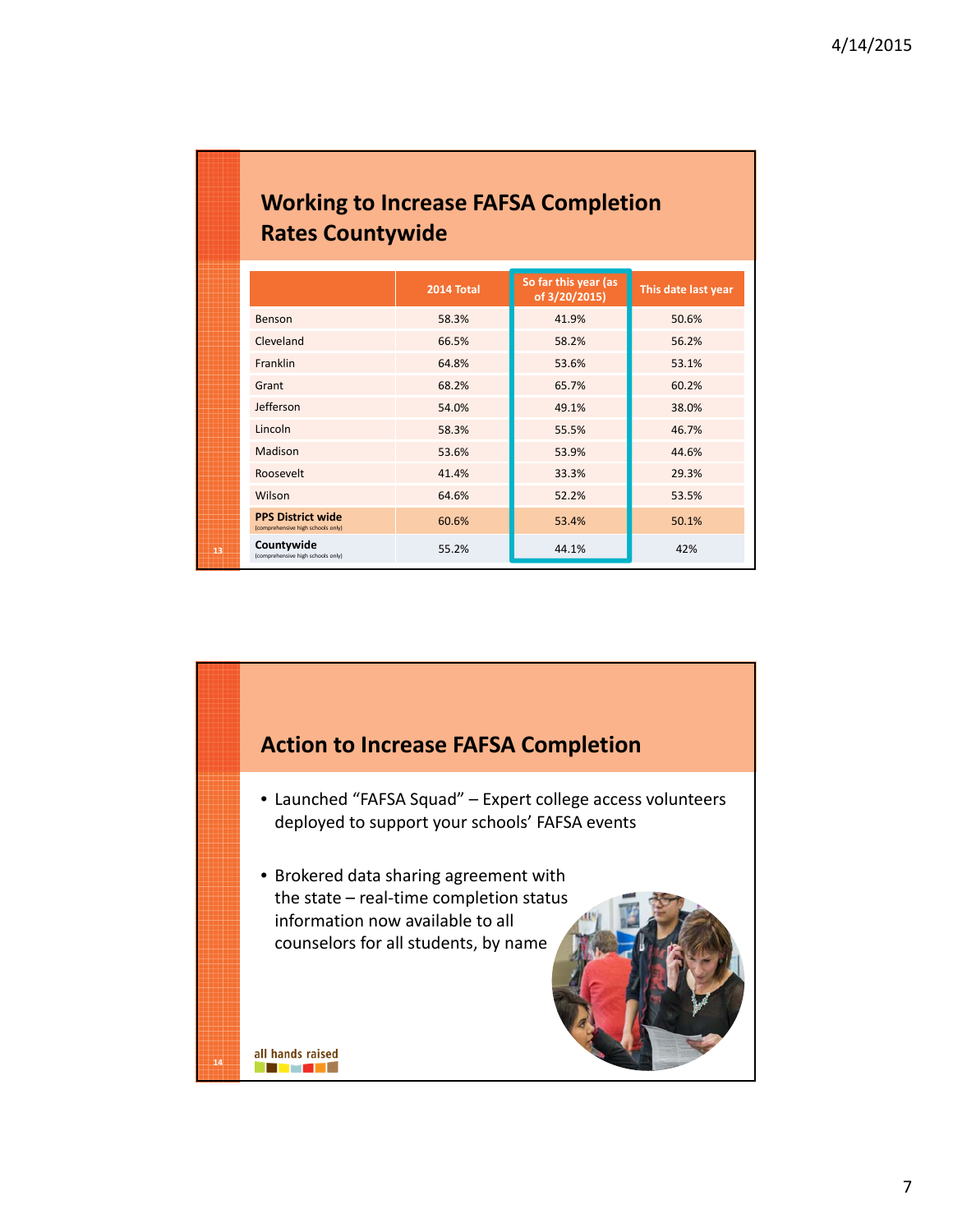## Working to Increase FAFSA Completion Rates Countywide

| | 2014 Total | So far this year (as of 3/20/2015) | This date last year |
|---|---|---|---|
| Benson | 58.3% | 41.9% | 50.6% |
| Cleveland | 66.5% | 58.2% | 56.2% |
| Franklin | 64.8% | 53.6% | 53.1% |
| Grant | 68.2% | 65.7% | 60.2% |
| Jefferson | 54.0% | 49.1% | 38.0% |
| Lincoln | 58.3% | 55.5% | 46.7% |
| Madison | 53.6% | 53.9% | 44.6% |
| Roosevelt | 41.4% | 33.3% | 29.3% |
| Wilson | 64.6% | 52.2% | 53.5% |
| **PPS District wide** (comprehensive high schools only) | 60.6% | 53.4% | 50.1% |
| **Countywide** (comprehensive high schools only) | 55.2% | 44.1% | 42% |

## Action to Increase FAFSA Completion

- Launched "FAFSA Squad" – Expert college access volunteers deployed to support your schools' FAFSA events
- Brokered data sharing agreement with the state – real-time completion status information now available to all counselors for all students, by name

all hands raised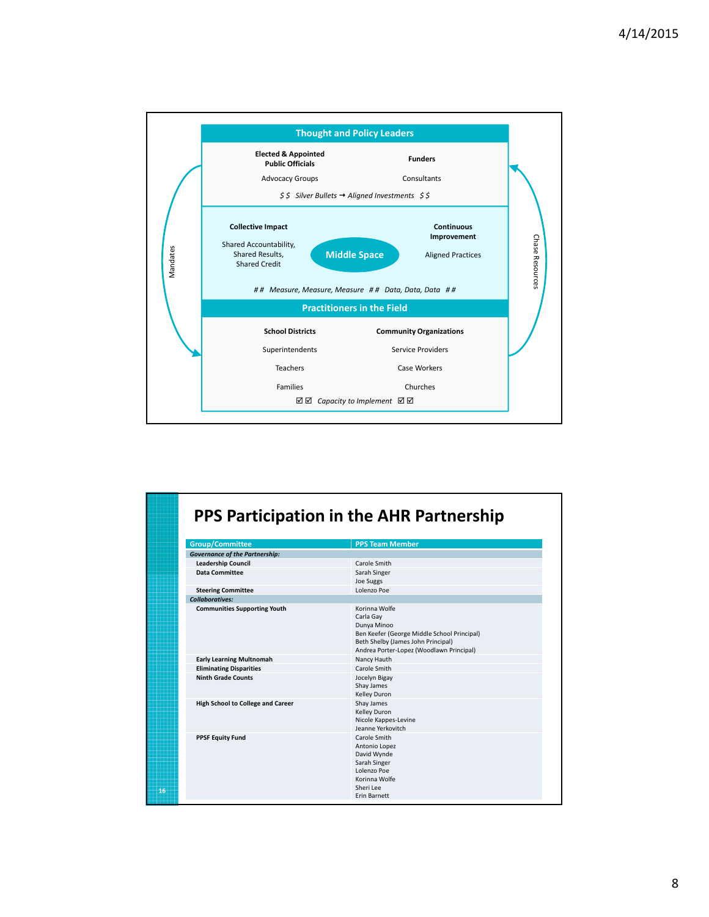## Thought and Policy Leaders

**Elected & Appointed Public Officials** | **Funders**

Advocacy Groups | Consultants

*$ $ Silver Bullets → Aligned Investments $ $*

**Collective Impact**

Shared Accountability, Shared Results, Shared Credit

**Middle Space**

**Continuous Improvement**

Aligned Practices

*## Measure, Measure, Measure ## Data, Data, Data ##*

## Practitioners in the Field

| School Districts | Community Organizations |
|---|---|
| Superintendents | Service Providers |
| Teachers | Case Workers |
| Families | Churches |

*☑☑ Capacity to Implement ☑☑*

Mandates

Chase Resources

# PPS Participation in the AHR Partnership

| Group/Committee | PPS Team Member |
|---|---|
| ***Governance of the Partnership:*** | |
| **Leadership Council** | Carole Smith |
| **Data Committee** | Sarah Singer<br>Joe Suggs |
| **Steering Committee** | Lolenzo Poe |
| ***Collaboratives:*** | |
| **Communities Supporting Youth** | Korinna Wolfe<br>Carla Gay<br>Dunya Minoo<br>Ben Keefer (George Middle School Principal)<br>Beth Shelby (James John Principal)<br>Andrea Porter-Lopez (Woodlawn Principal) |
| **Early Learning Multnomah** | Nancy Hauth |
| **Eliminating Disparities** | Carole Smith |
| **Ninth Grade Counts** | Jocelyn Bigay<br>Shay James<br>Kelley Duron |
| **High School to College and Career** | Shay James<br>Kelley Duron<br>Nicole Kappes-Levine<br>Jeanne Yerkovitch |
| **PPSF Equity Fund** | Carole Smith<br>Antonio Lopez<br>David Wynde<br>Sarah Singer<br>Lolenzo Poe<br>Korinna Wolfe<br>Sheri Lee<br>Erin Barnett |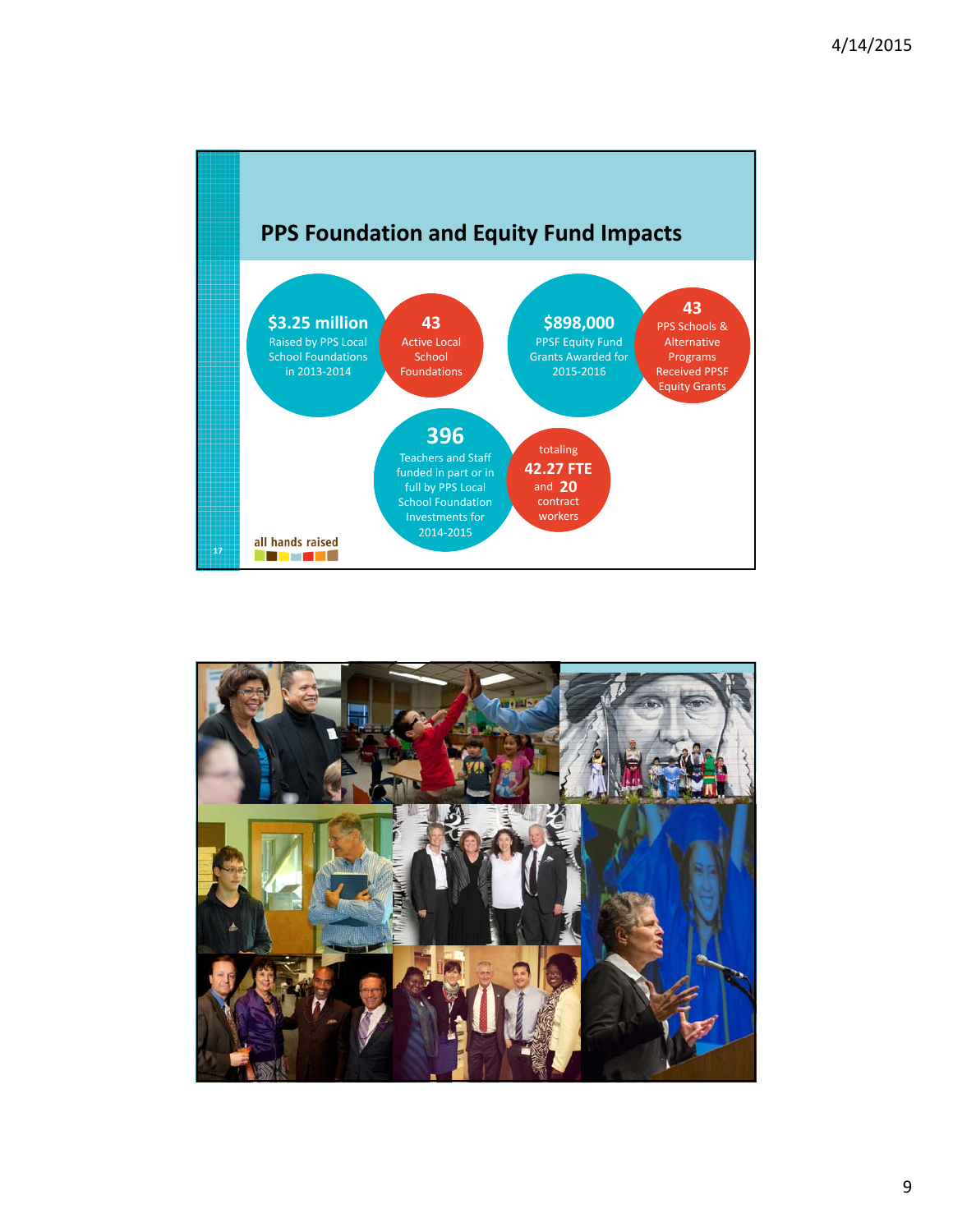## PPS Foundation and Equity Fund Impacts

**$3.25 million**
Raised by PPS Local School Foundations in 2013-2014

**43**
Active Local School Foundations

**$898,000**
PPSF Equity Fund Grants Awarded for 2015-2016

**43**
PPS Schools & Alternative Programs Received PPSF Equity Grants

**396**
Teachers and Staff funded in part or in full by PPS Local School Foundation Investments for 2014-2015

totaling
**42.27 FTE**
and **20**
contract workers

all hands raised